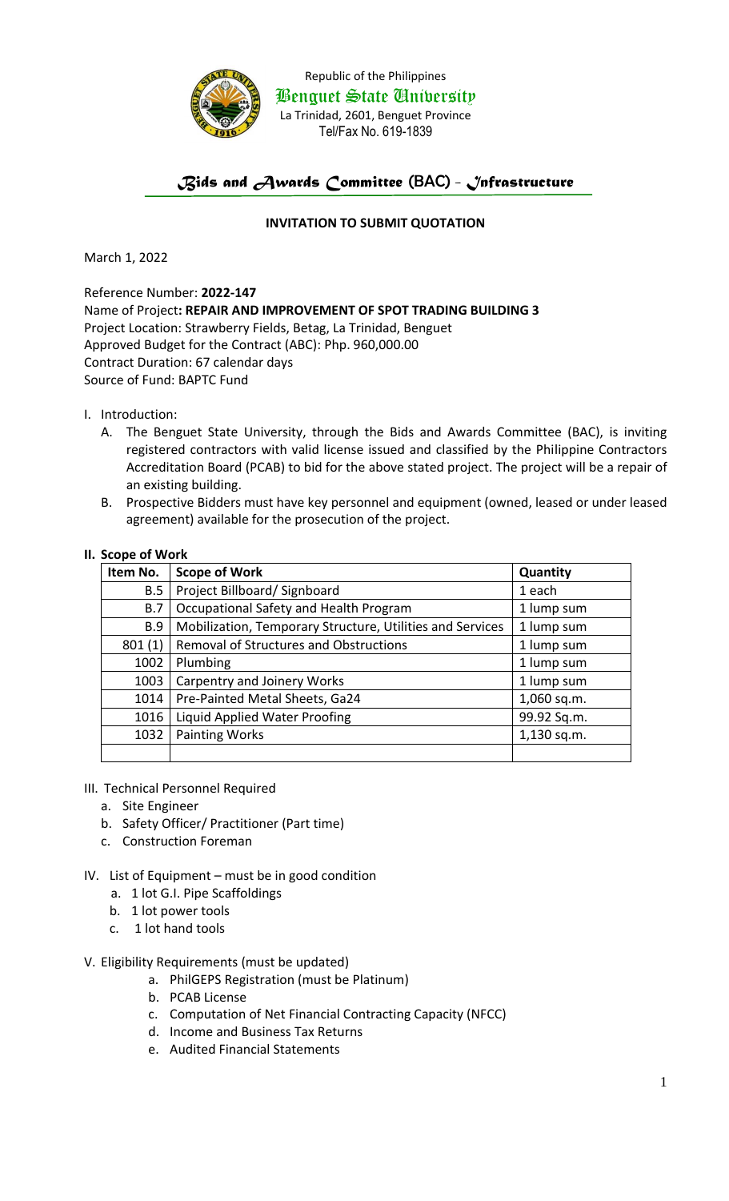Republic of the Philippines
Benguet State University
La Trinidad, 2601, Benguet Province
Tel/Fax No. 619-1839

# *Bids and Awards Committee* (BAC) - *Infrastructure*

**INVITATION TO SUBMIT QUOTATION**

March 1, 2022

Reference Number: **2022-147**
Name of Project**: REPAIR AND IMPROVEMENT OF SPOT TRADING BUILDING 3**
Project Location: Strawberry Fields, Betag, La Trinidad, Benguet
Approved Budget for the Contract (ABC): Php. 960,000.00
Contract Duration: 67 calendar days
Source of Fund: BAPTC Fund

I. Introduction:

A. The Benguet State University, through the Bids and Awards Committee (BAC), is inviting registered contractors with valid license issued and classified by the Philippine Contractors Accreditation Board (PCAB) to bid for the above stated project. The project will be a repair of an existing building.

B. Prospective Bidders must have key personnel and equipment (owned, leased or under leased agreement) available for the prosecution of the project.

**II. Scope of Work**

| Item No. | Scope of Work | Quantity |
|---|---|---|
| B.5 | Project Billboard/ Signboard | 1 each |
| B.7 | Occupational Safety and Health Program | 1 lump sum |
| B.9 | Mobilization, Temporary Structure, Utilities and Services | 1 lump sum |
| 801 (1) | Removal of Structures and Obstructions | 1 lump sum |
| 1002 | Plumbing | 1 lump sum |
| 1003 | Carpentry and Joinery Works | 1 lump sum |
| 1014 | Pre-Painted Metal Sheets, Ga24 | 1,060 sq.m. |
| 1016 | Liquid Applied Water Proofing | 99.92 Sq.m. |
| 1032 | Painting Works | 1,130 sq.m. |
| | | |

III. Technical Personnel Required

a. Site Engineer
b. Safety Officer/ Practitioner (Part time)
c. Construction Foreman

IV. List of Equipment – must be in good condition

a. 1 lot G.I. Pipe Scaffoldings
b. 1 lot power tools
c. 1 lot hand tools

V. Eligibility Requirements (must be updated)

a. PhilGEPS Registration (must be Platinum)
b. PCAB License
c. Computation of Net Financial Contracting Capacity (NFCC)
d. Income and Business Tax Returns
e. Audited Financial Statements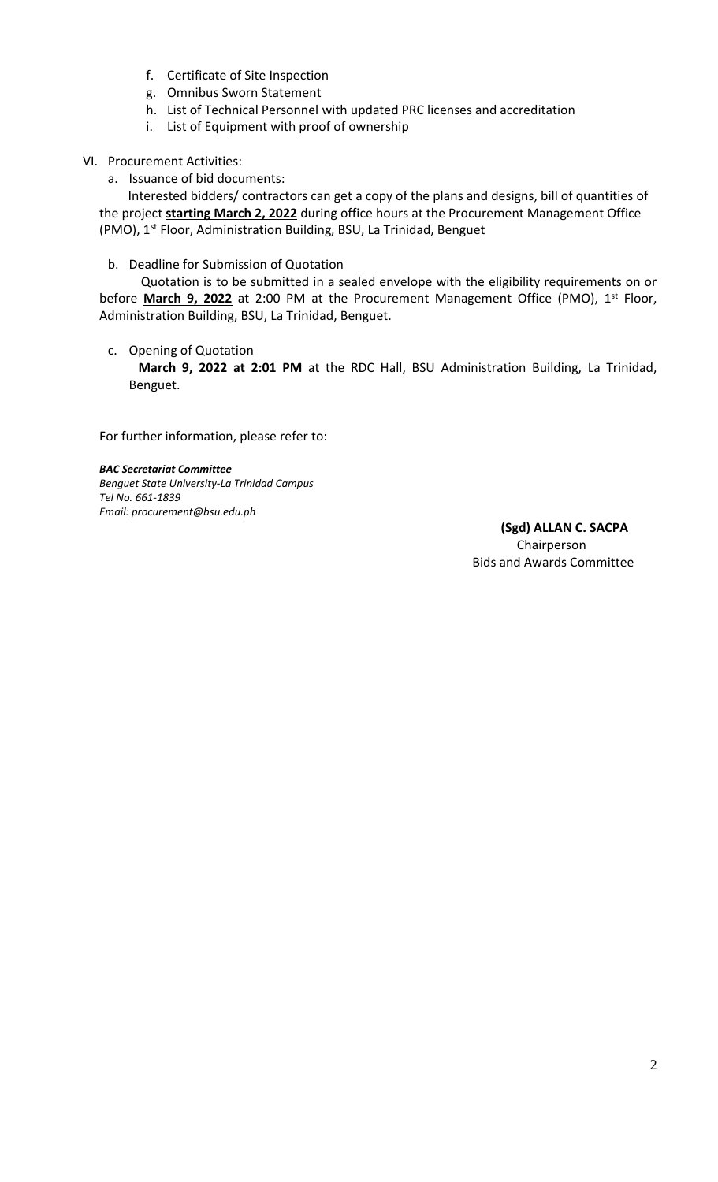f. Certificate of Site Inspection
g. Omnibus Sworn Statement
h. List of Technical Personnel with updated PRC licenses and accreditation
i. List of Equipment with proof of ownership

VI. Procurement Activities:

a. Issuance of bid documents:

Interested bidders/ contractors can get a copy of the plans and designs, bill of quantities of the project **starting March 2, 2022** during office hours at the Procurement Management Office (PMO), 1st Floor, Administration Building, BSU, La Trinidad, Benguet

b. Deadline for Submission of Quotation

Quotation is to be submitted in a sealed envelope with the eligibility requirements on or before **March 9, 2022** at 2:00 PM at the Procurement Management Office (PMO), 1st Floor, Administration Building, BSU, La Trinidad, Benguet.

c. Opening of Quotation

**March 9, 2022 at 2:01 PM** at the RDC Hall, BSU Administration Building, La Trinidad, Benguet.

For further information, please refer to:

***BAC Secretariat Committee***
*Benguet State University-La Trinidad Campus*
*Tel No. 661-1839*
*Email: procurement@bsu.edu.ph*

**(Sgd) ALLAN C. SACPA**
Chairperson
Bids and Awards Committee